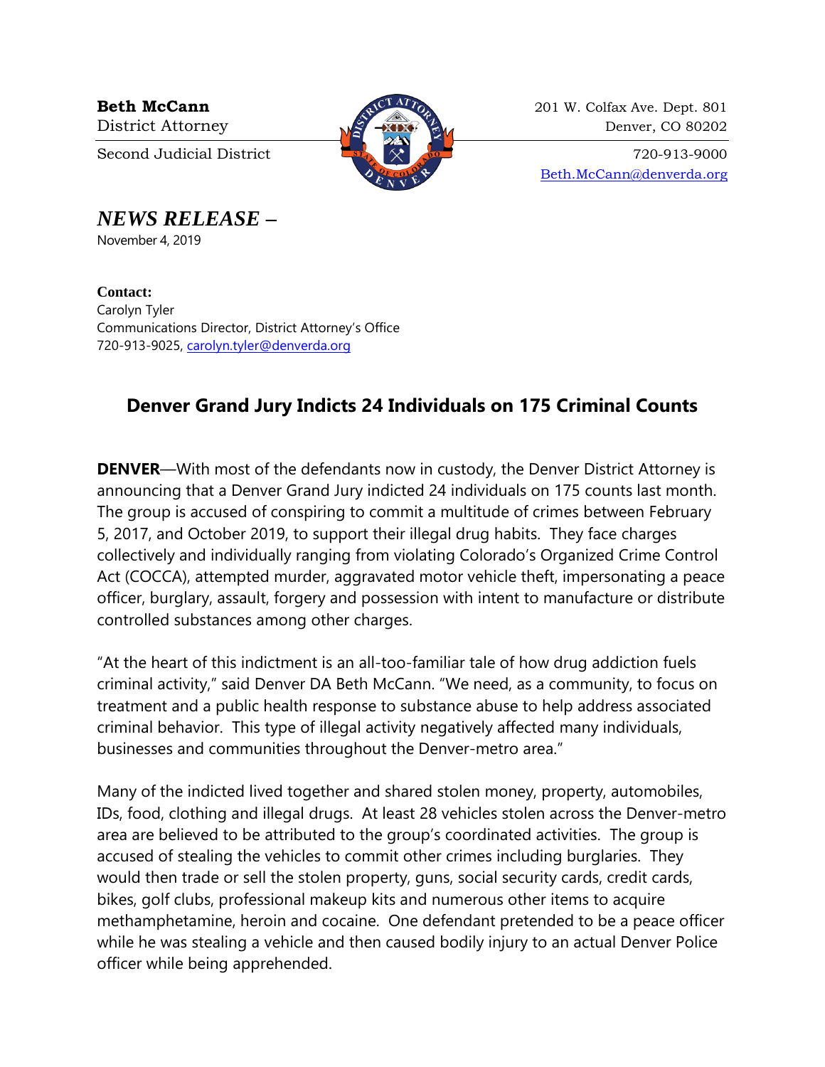**Beth McCann**
District Attorney

Second Judicial District

201 W. Colfax Ave. Dept. 801
Denver, CO 80202

720-913-9000
Beth.McCann@denverda.org

## *NEWS RELEASE –*

November 4, 2019

**Contact:**
Carolyn Tyler
Communications Director, District Attorney's Office
720-913-9025, carolyn.tyler@denverda.org

# Denver Grand Jury Indicts 24 Individuals on 175 Criminal Counts

**DENVER**—With most of the defendants now in custody, the Denver District Attorney is announcing that a Denver Grand Jury indicted 24 individuals on 175 counts last month. The group is accused of conspiring to commit a multitude of crimes between February 5, 2017, and October 2019, to support their illegal drug habits. They face charges collectively and individually ranging from violating Colorado's Organized Crime Control Act (COCCA), attempted murder, aggravated motor vehicle theft, impersonating a peace officer, burglary, assault, forgery and possession with intent to manufacture or distribute controlled substances among other charges.

"At the heart of this indictment is an all-too-familiar tale of how drug addiction fuels criminal activity," said Denver DA Beth McCann. "We need, as a community, to focus on treatment and a public health response to substance abuse to help address associated criminal behavior. This type of illegal activity negatively affected many individuals, businesses and communities throughout the Denver-metro area."

Many of the indicted lived together and shared stolen money, property, automobiles, IDs, food, clothing and illegal drugs. At least 28 vehicles stolen across the Denver-metro area are believed to be attributed to the group's coordinated activities. The group is accused of stealing the vehicles to commit other crimes including burglaries. They would then trade or sell the stolen property, guns, social security cards, credit cards, bikes, golf clubs, professional makeup kits and numerous other items to acquire methamphetamine, heroin and cocaine. One defendant pretended to be a peace officer while he was stealing a vehicle and then caused bodily injury to an actual Denver Police officer while being apprehended.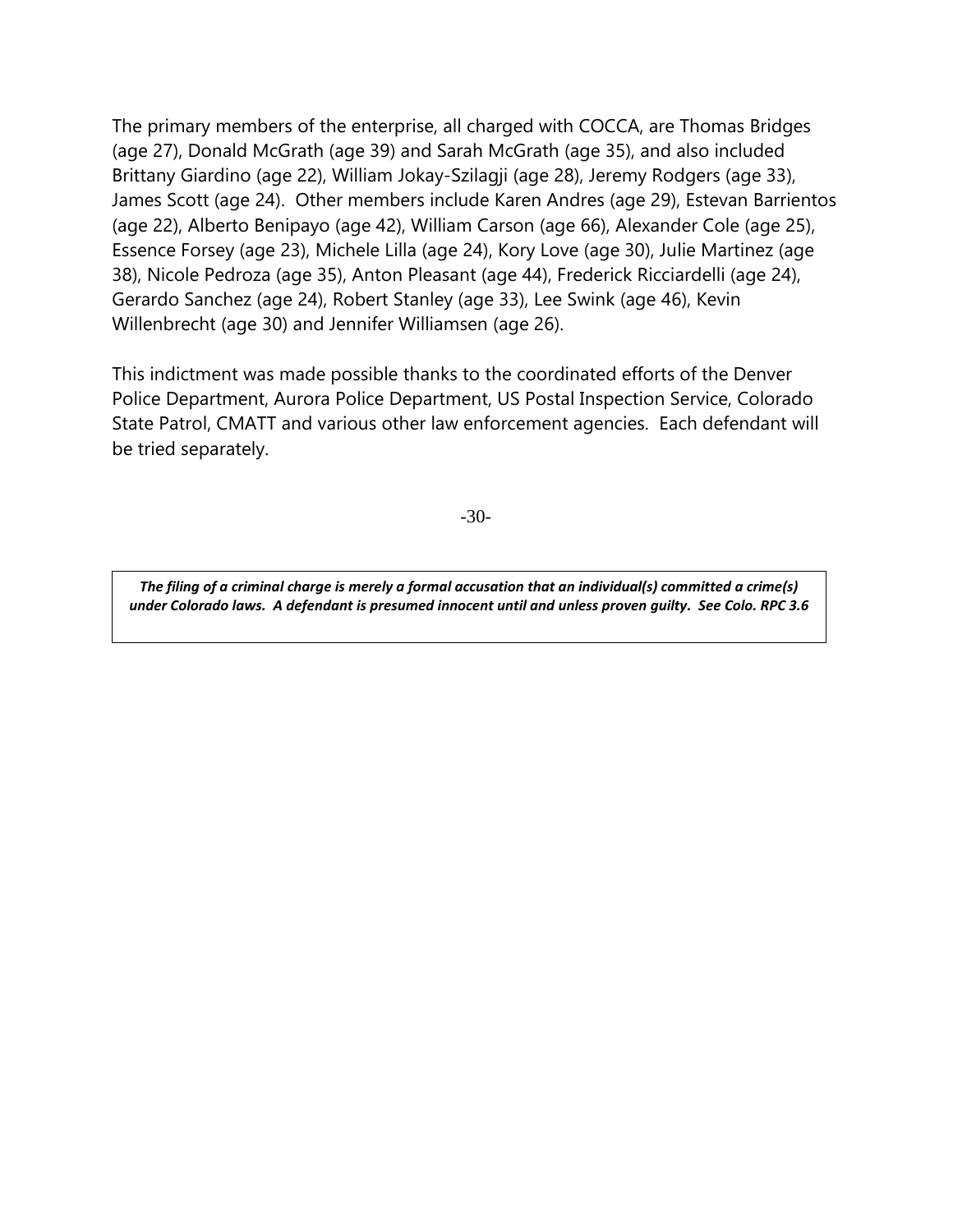The primary members of the enterprise, all charged with COCCA, are Thomas Bridges (age 27), Donald McGrath (age 39) and Sarah McGrath (age 35), and also included Brittany Giardino (age 22), William Jokay-Szilagji (age 28), Jeremy Rodgers (age 33), James Scott (age 24). Other members include Karen Andres (age 29), Estevan Barrientos (age 22), Alberto Benipayo (age 42), William Carson (age 66), Alexander Cole (age 25), Essence Forsey (age 23), Michele Lilla (age 24), Kory Love (age 30), Julie Martinez (age 38), Nicole Pedroza (age 35), Anton Pleasant (age 44), Frederick Ricciardelli (age 24), Gerardo Sanchez (age 24), Robert Stanley (age 33), Lee Swink (age 46), Kevin Willenbrecht (age 30) and Jennifer Williamsen (age 26).

This indictment was made possible thanks to the coordinated efforts of the Denver Police Department, Aurora Police Department, US Postal Inspection Service, Colorado State Patrol, CMATT and various other law enforcement agencies. Each defendant will be tried separately.

-30-

***The filing of a criminal charge is merely a formal accusation that an individual(s) committed a crime(s) under Colorado laws. A defendant is presumed innocent until and unless proven guilty. See Colo. RPC 3.6***